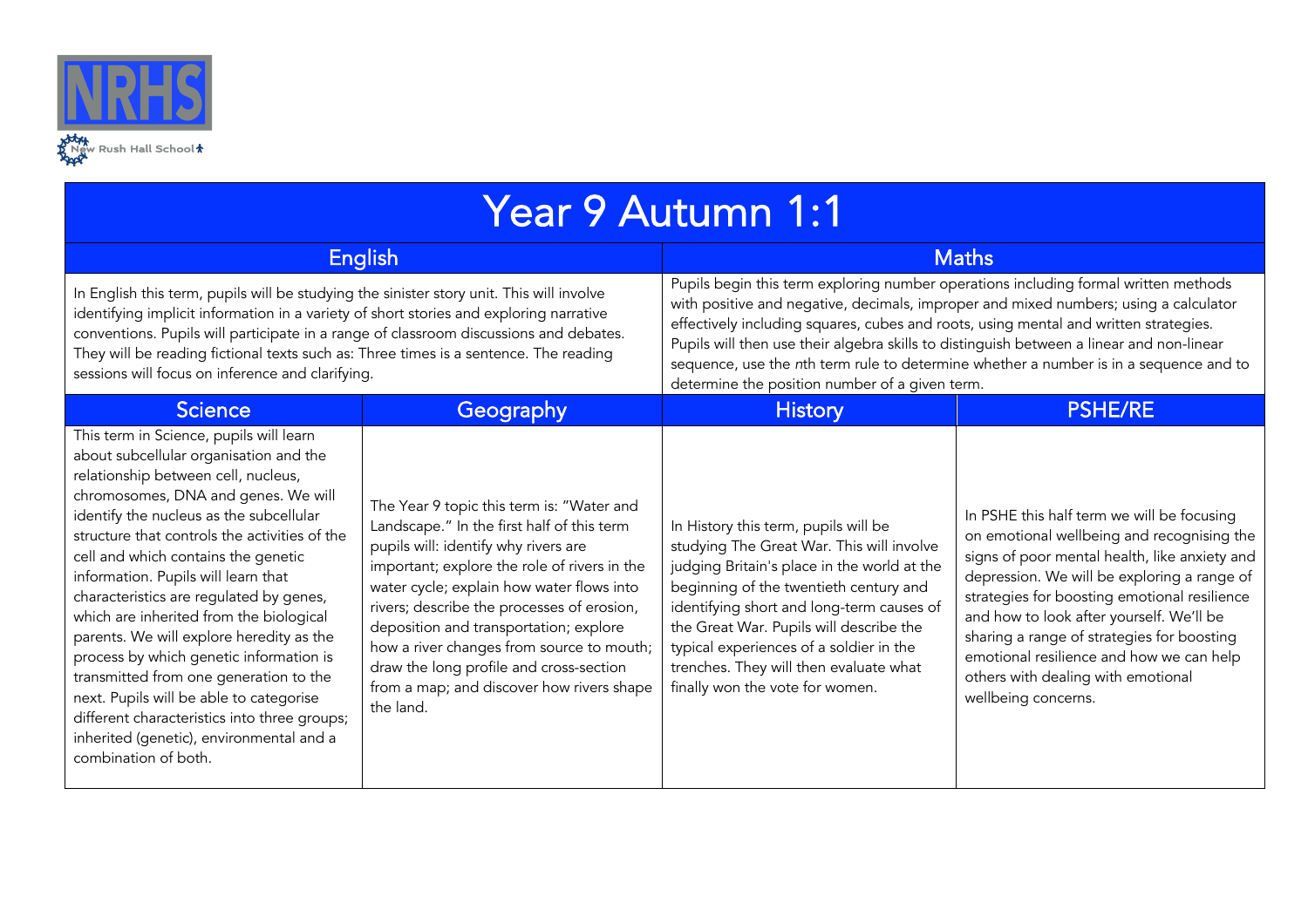NRHS

New Rush Hall School

# Year 9 Autumn 1:1

## English

In English this term, pupils will be studying the sinister story unit. This will involve identifying implicit information in a variety of short stories and exploring narrative conventions. Pupils will participate in a range of classroom discussions and debates. They will be reading fictional texts such as: Three times is a sentence. The reading sessions will focus on inference and clarifying.

## Maths

Pupils begin this term exploring number operations including formal written methods with positive and negative, decimals, improper and mixed numbers; using a calculator effectively including squares, cubes and roots, using mental and written strategies. Pupils will then use their algebra skills to distinguish between a linear and non-linear sequence, use the *n*th term rule to determine whether a number is in a sequence and to determine the position number of a given term.

## Science

This term in Science, pupils will learn about subcellular organisation and the relationship between cell, nucleus, chromosomes, DNA and genes. We will identify the nucleus as the subcellular structure that controls the activities of the cell and which contains the genetic information. Pupils will learn that characteristics are regulated by genes, which are inherited from the biological parents. We will explore heredity as the process by which genetic information is transmitted from one generation to the next. Pupils will be able to categorise different characteristics into three groups; inherited (genetic), environmental and a combination of both.

## Geography

The Year 9 topic this term is: "Water and Landscape." In the first half of this term pupils will: identify why rivers are important; explore the role of rivers in the water cycle; explain how water flows into rivers; describe the processes of erosion, deposition and transportation; explore how a river changes from source to mouth; draw the long profile and cross-section from a map; and discover how rivers shape the land.

## History

In History this term, pupils will be studying The Great War. This will involve judging Britain's place in the world at the beginning of the twentieth century and identifying short and long-term causes of the Great War. Pupils will describe the typical experiences of a soldier in the trenches. They will then evaluate what finally won the vote for women.

## PSHE/RE

In PSHE this half term we will be focusing on emotional wellbeing and recognising the signs of poor mental health, like anxiety and depression. We will be exploring a range of strategies for boosting emotional resilience and how to look after yourself. We'll be sharing a range of strategies for boosting emotional resilience and how we can help others with dealing with emotional wellbeing concerns.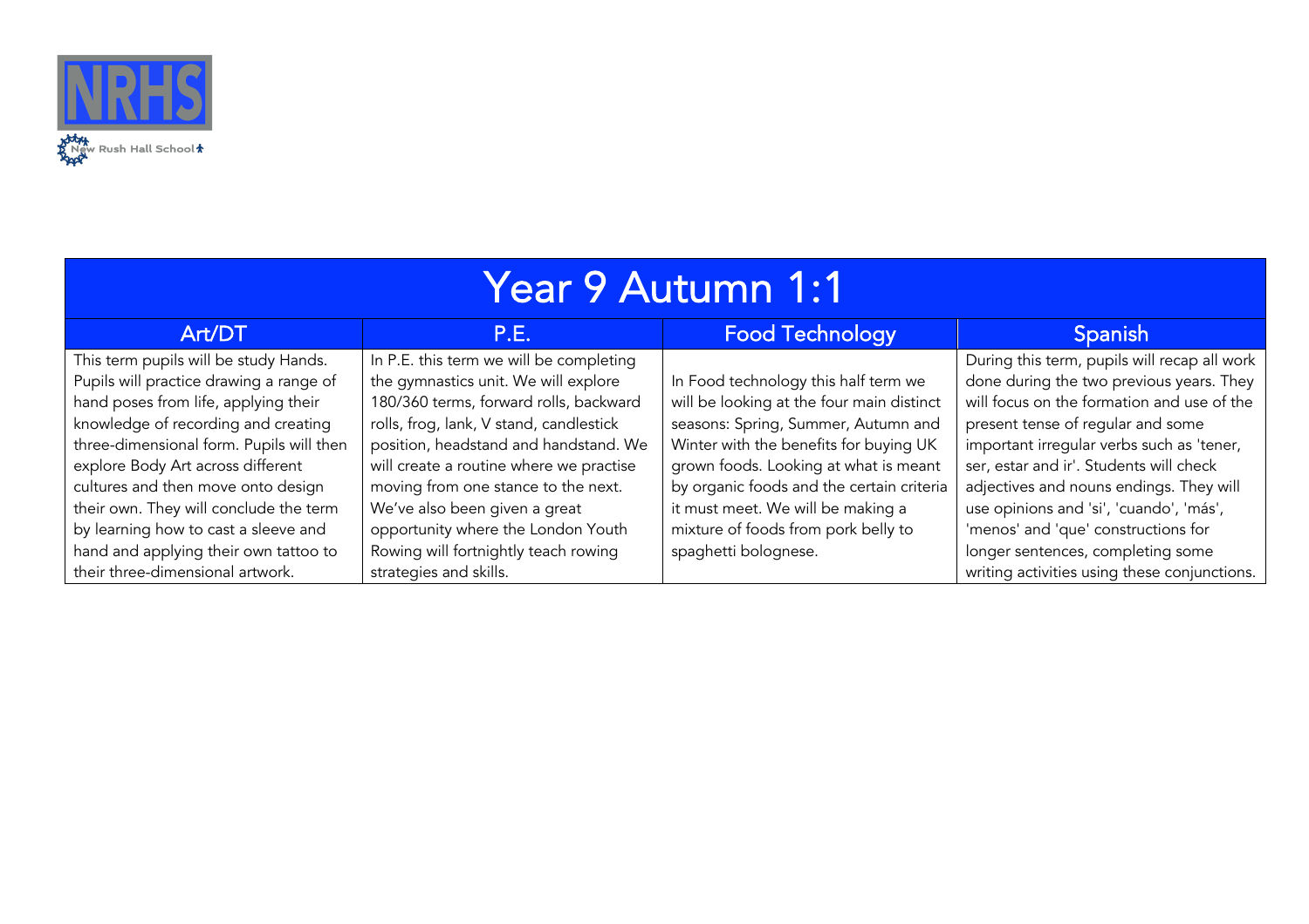NRHS

New Rush Hall School

| Year 9 Autumn 1:1 | | | |
|---|---|---|---|
| Art/DT | P.E. | Food Technology | Spanish |
| This term pupils will be study Hands. Pupils will practice drawing a range of hand poses from life, applying their knowledge of recording and creating three-dimensional form. Pupils will then explore Body Art across different cultures and then move onto design their own. They will conclude the term by learning how to cast a sleeve and hand and applying their own tattoo to their three-dimensional artwork. | In P.E. this term we will be completing the gymnastics unit. We will explore 180/360 terms, forward rolls, backward rolls, frog, lank, V stand, candlestick position, headstand and handstand. We will create a routine where we practise moving from one stance to the next. We've also been given a great opportunity where the London Youth Rowing will fortnightly teach rowing strategies and skills. | In Food technology this half term we will be looking at the four main distinct seasons: Spring, Summer, Autumn and Winter with the benefits for buying UK grown foods. Looking at what is meant by organic foods and the certain criteria it must meet. We will be making a mixture of foods from pork belly to spaghetti bolognese. | During this term, pupils will recap all work done during the two previous years. They will focus on the formation and use of the present tense of regular and some important irregular verbs such as 'tener, ser, estar and ir'. Students will check adjectives and nouns endings. They will use opinions and 'si', 'cuando', 'más', 'menos' and 'que' constructions for longer sentences, completing some writing activities using these conjunctions. |